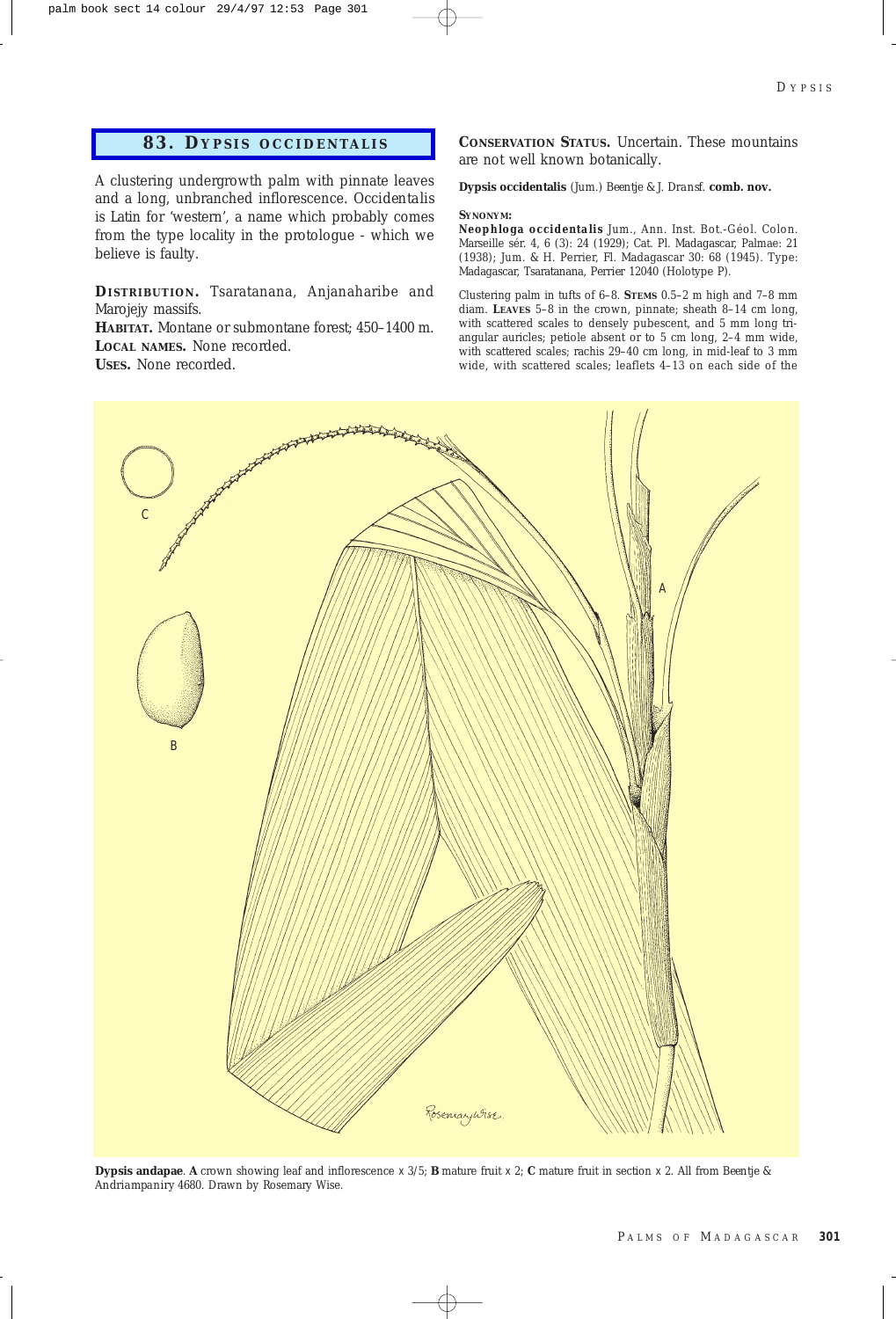## 83. DYPSIS OCCIDENTALIS

A clustering undergrowth palm with pinnate leaves and a long, unbranched inflorescence. Occidentalis is Latin for 'western', a name which probably comes from the type locality in the protologue - which we believe is faulty.

**DISTRIBUTION.** Tsaratanana, Anjanaharibe and Marojejy massifs.

**HABITAT.** Montane or submontane forest; 450–1400 m.

**LOCAL NAMES.** None recorded.

**USES.** None recorded.

**CONSERVATION STATUS.** Uncertain. These mountains are not well known botanically.

**Dypsis occidentalis** (Jum.) Beentje & J. Dransf. **comb. nov.**

**SYNONYM:**

**Neophloga occidentalis** Jum., Ann. Inst. Bot.-Géol. Colon. Marseille sér. 4, 6 (3): 24 (1929); Cat. Pl. Madagascar, Palmae: 21 (1938); Jum. & H. Perrier, Fl. Madagascar 30: 68 (1945). Type: Madagascar, Tsaratanana, Perrier 12040 (Holotype P).

Clustering palm in tufts of 6–8. **STEMS** 0.5–2 m high and 7–8 mm diam. **LEAVES** 5–8 in the crown, pinnate; sheath 8–14 cm long, with scattered scales to densely pubescent, and 5 mm long triangular auricles; petiole absent or to 5 cm long, 2–4 mm wide, with scattered scales; rachis 29–40 cm long, in mid-leaf to 3 mm wide, with scattered scales; leaflets 4–13 on each side of the

**Dypsis andapae**. **A** crown showing leaf and inflorescence x 3/5; **B** mature fruit x 2; **C** mature fruit in section x 2. All from Beentje & Andriampaniry 4680. Drawn by Rosemary Wise.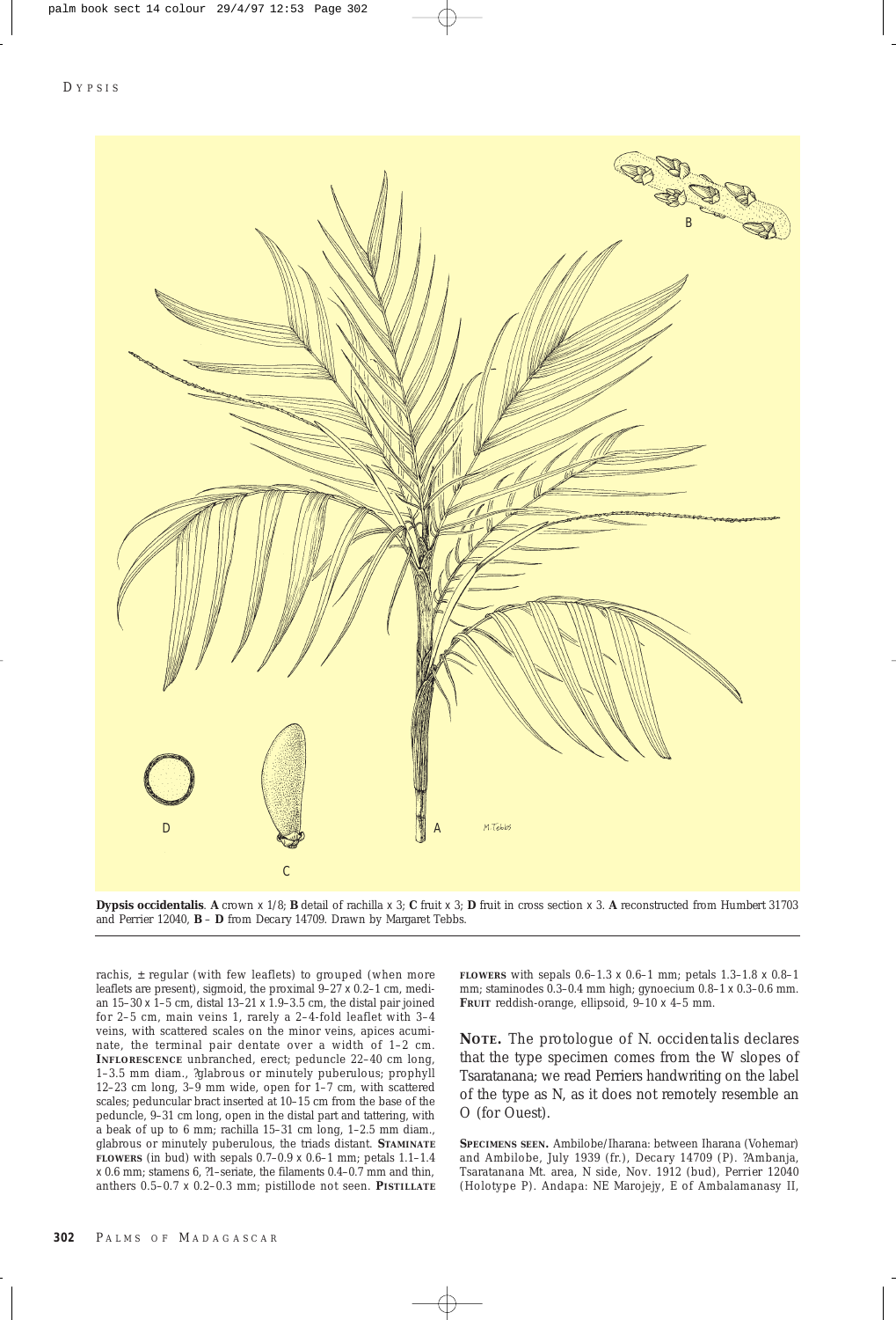**Dypsis occidentalis**. **A** crown x 1/8; **B** detail of rachilla x 3; **C** fruit x 3; **D** fruit in cross section x 3. **A** reconstructed from Humbert 31703 and Perrier 12040, **B** – **D** from Decary 14709. Drawn by Margaret Tebbs.

rachis, ± regular (with few leaflets) to grouped (when more leaflets are present), sigmoid, the proximal 9–27 x 0.2–1 cm, median 15–30 x 1–5 cm, distal 13–21 x 1.9–3.5 cm, the distal pair joined for 2–5 cm, main veins 1, rarely a 2–4-fold leaflet with 3–4 veins, with scattered scales on the minor veins, apices acuminate, the terminal pair dentate over a width of 1–2 cm. **INFLORESCENCE** unbranched, erect; peduncle 22–40 cm long, 1–3.5 mm diam., ?glabrous or minutely puberulous; prophyll 12–23 cm long, 3–9 mm wide, open for 1–7 cm, with scattered scales; peduncular bract inserted at 10–15 cm from the base of the peduncle, 9–31 cm long, open in the distal part and tattering, with a beak of up to 6 mm; rachilla 15–31 cm long, 1–2.5 mm diam., glabrous or minutely puberulous, the triads distant. **STAMINATE FLOWERS** (in bud) with sepals 0.7–0.9 x 0.6–1 mm; petals 1.1–1.4 x 0.6 mm; stamens 6, ?1-seriate, the filaments 0.4–0.7 mm and thin, anthers 0.5–0.7 x 0.2–0.3 mm; pistillode not seen. **PISTILLATE FLOWERS** with sepals 0.6–1.3 x 0.6–1 mm; petals 1.3–1.8 x 0.8–1 mm; staminodes 0.3–0.4 mm high; gynoecium 0.8–1 x 0.3–0.6 mm. **FRUIT** reddish-orange, ellipsoid, 9–10 x 4–5 mm.

**NOTE.** The protologue of N. occidentalis declares that the type specimen comes from the W slopes of Tsaratanana; we read Perriers handwriting on the label of the type as N, as it does not remotely resemble an O (for Ouest).

**SPECIMENS SEEN.** Ambilobe/Iharana: between Iharana (Vohemar) and Ambilobe, July 1939 (fr.), Decary 14709 (P). ?Ambanja, Tsaratanana Mt. area, N side, Nov. 1912 (bud), Perrier 12040 (Holotype P). Andapa: NE Marojejy, E of Ambalamanasy II,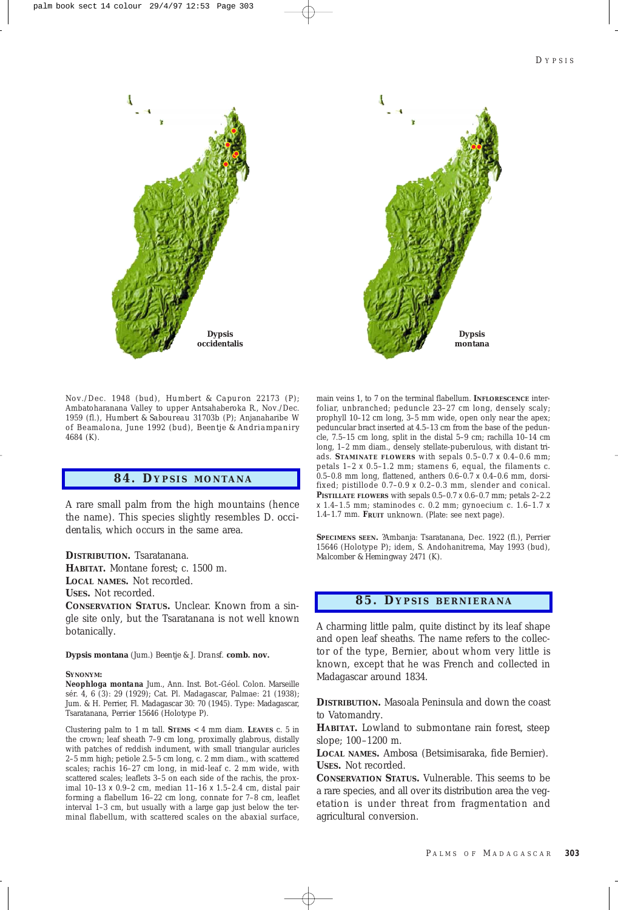Dypsis
occidentalis

Dypsis
montana

Nov./Dec. 1948 (bud), Humbert & Capuron 22173 (P); Ambatoharanana Valley to upper Antsahaberoka R., Nov./Dec. 1959 (fl.), Humbert & Saboureau 31703b (P); Anjanaharibe W of Beamalona, June 1992 (bud), Beentje & Andriampanirý 4684 (K).

## 84. Dypsis montana

A rare small palm from the high mountains (hence the name). This species slightly resembles D. occidentalis, which occurs in the same area.

**Distribution.** Tsaratanana.
**Habitat.** Montane forest; c. 1500 m.
**Local names.** Not recorded.
**Uses.** Not recorded.
**Conservation Status.** Unclear. Known from a single site only, but the Tsaratanana is not well known botanically.

**Dypsis montana** (Jum.) *Beentje & J. Dransf.* **comb. nov.**

**Synonym:**
**Neophloga montana** Jum., Ann. Inst. Bot.-Géol. Colon. Marseille sér. 4, 6 (3): 29 (1929); Cat. Pl. Madagascar, Palmae: 21 (1938); Jum. & H. Perrier, Fl. Madagascar 30: 70 (1945). Type: Madagascar, Tsaratanana, Perrier 15646 (Holotype P).

Clustering palm to 1 m tall. **Stems** < 4 mm diam. **Leaves** c. 5 in the crown; leaf sheath 7–9 cm long, proximally glabrous, distally with patches of reddish indument, with small triangular auricles 2–5 mm high; petiole 2.5–5 cm long, c. 2 mm diam., with scattered scales; rachis 16–27 cm long, in mid-leaf c. 2 mm wide, with scattered scales; leaflets 3–5 on each side of the rachis, the proximal 10–13 x 0.9–2 cm, median 11–16 x 1.5–2.4 cm, distal pair forming a flabellum 16–22 cm long, connate for 7–8 cm, leaflet interval 1–3 cm, but usually with a large gap just below the terminal flabellum, with scattered scales on the abaxial surface, main veins 1, to 7 on the terminal flabellum. **Inflorescence** interfoliar, unbranched; peduncle 23–27 cm long, densely scaly; prophyll 10–12 cm long, 3–5 mm wide, open only near the apex; peduncular bract inserted at 4.5–13 cm from the base of the peduncle, 7.5–15 cm long, split in the distal 5–9 cm; rachilla 10–14 cm long, 1–2 mm diam., densely stellate-puberulous, with distant triads. **Staminate flowers** with sepals 0.5–0.7 x 0.4–0.6 mm; petals 1–2 x 0.5–1.2 mm; stamens 6, equal, the filaments c. 0.5–0.8 mm long, flattened, anthers 0.6–0.7 x 0.4–0.6 mm, dorsifixed; pistillode 0.7–0.9 x 0.2–0.3 mm, slender and conical. **Pistillate flowers** with sepals 0.5–0.7 x 0.6–0.7 mm; petals 2–2.2 x 1.4–1.5 mm; staminodes c. 0.2 mm; gynoecium c. 1.6–1.7 x 1.4–1.7 mm. **Fruit** unknown. (Plate: see next page).

**Specimens seen.** ?Ambanja: Tsaratanana, Dec. 1922 (fl.), Perrier 15646 (Holotype P); idem, S. Andohanitrema, May 1993 (bud), Malcomber & Hemingway 2471 (K).

## 85. Dypsis bernierana

A charming little palm, quite distinct by its leaf shape and open leaf sheaths. The name refers to the collector of the type, Bernier, about whom very little is known, except that he was French and collected in Madagascar around 1834.

**Distribution.** Masoala Peninsula and down the coast to Vatomandry.
**Habitat.** Lowland to submontane rain forest, steep slope; 100–1200 m.
**Local names.** Ambosa (Betsimisaraka, fide Bernier).
**Uses.** Not recorded.
**Conservation Status.** Vulnerable. This seems to be a rare species, and all over its distribution area the vegetation is under threat from fragmentation and agricultural conversion.